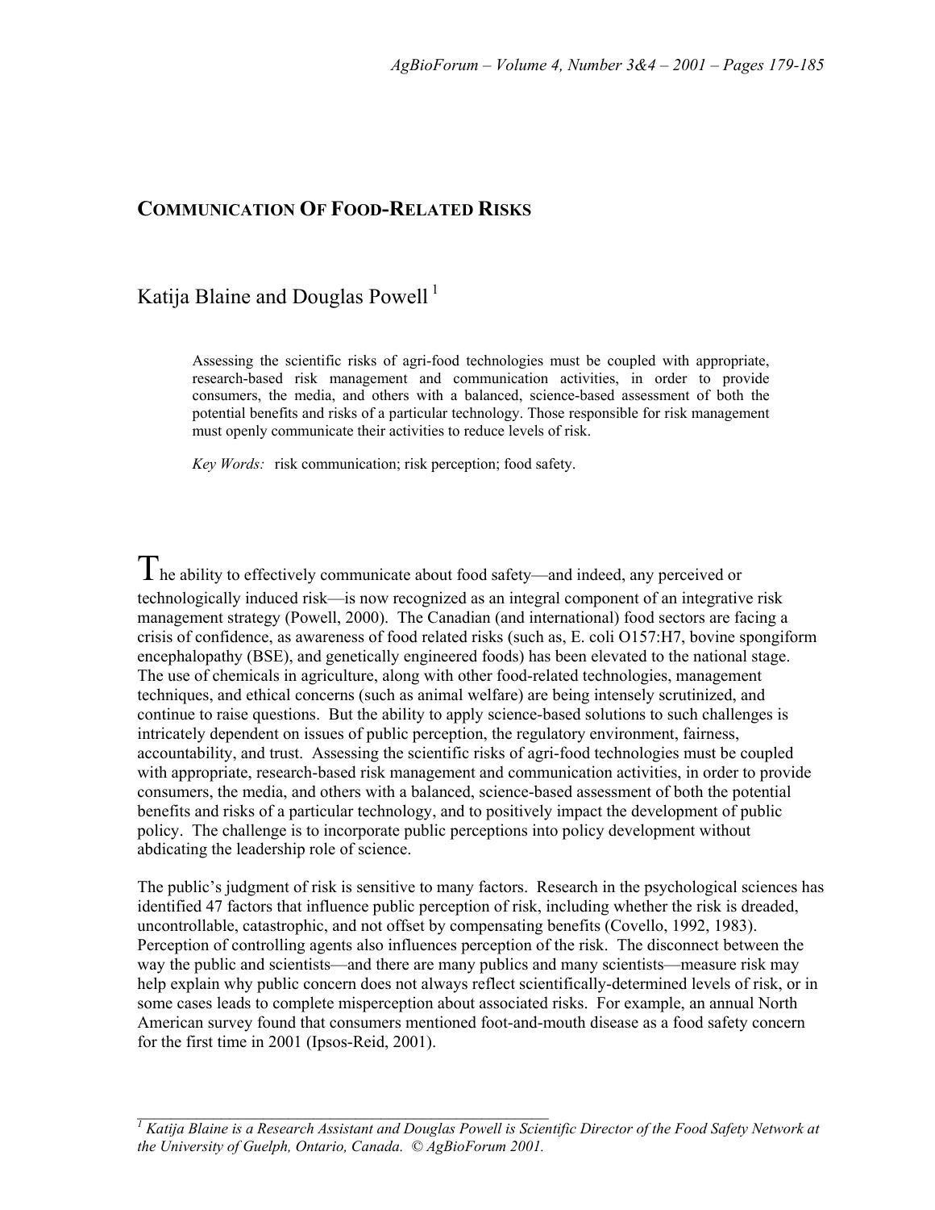# Communication Of Food-Related Risks

Katija Blaine and Douglas Powell [1]

> Assessing the scientific risks of agri-food technologies must be coupled with appropriate, research-based risk management and communication activities, in order to provide consumers, the media, and others with a balanced, science-based assessment of both the potential benefits and risks of a particular technology. Those responsible for risk management must openly communicate their activities to reduce levels of risk.
>
> *Key Words:* risk communication; risk perception; food safety.

The ability to effectively communicate about food safety—and indeed, any perceived or technologically induced risk—is now recognized as an integral component of an integrative risk management strategy (Powell, 2000). The Canadian (and international) food sectors are facing a crisis of confidence, as awareness of food related risks (such as, E. coli O157:H7, bovine spongiform encephalopathy (BSE), and genetically engineered foods) has been elevated to the national stage. The use of chemicals in agriculture, along with other food-related technologies, management techniques, and ethical concerns (such as animal welfare) are being intensely scrutinized, and continue to raise questions. But the ability to apply science-based solutions to such challenges is intricately dependent on issues of public perception, the regulatory environment, fairness, accountability, and trust. Assessing the scientific risks of agri-food technologies must be coupled with appropriate, research-based risk management and communication activities, in order to provide consumers, the media, and others with a balanced, science-based assessment of both the potential benefits and risks of a particular technology, and to positively impact the development of public policy. The challenge is to incorporate public perceptions into policy development without abdicating the leadership role of science.

The public's judgment of risk is sensitive to many factors. Research in the psychological sciences has identified 47 factors that influence public perception of risk, including whether the risk is dreaded, uncontrollable, catastrophic, and not offset by compensating benefits (Covello, 1992, 1983). Perception of controlling agents also influences perception of the risk. The disconnect between the way the public and scientists—and there are many publics and many scientists—measure risk may help explain why public concern does not always reflect scientifically-determined levels of risk, or in some cases leads to complete misperception about associated risks. For example, an annual North American survey found that consumers mentioned foot-and-mouth disease as a food safety concern for the first time in 2001 (Ipsos-Reid, 2001).

---

[1] *Katija Blaine is a Research Assistant and Douglas Powell is Scientific Director of the Food Safety Network at the University of Guelph, Ontario, Canada. © AgBioForum 2001.*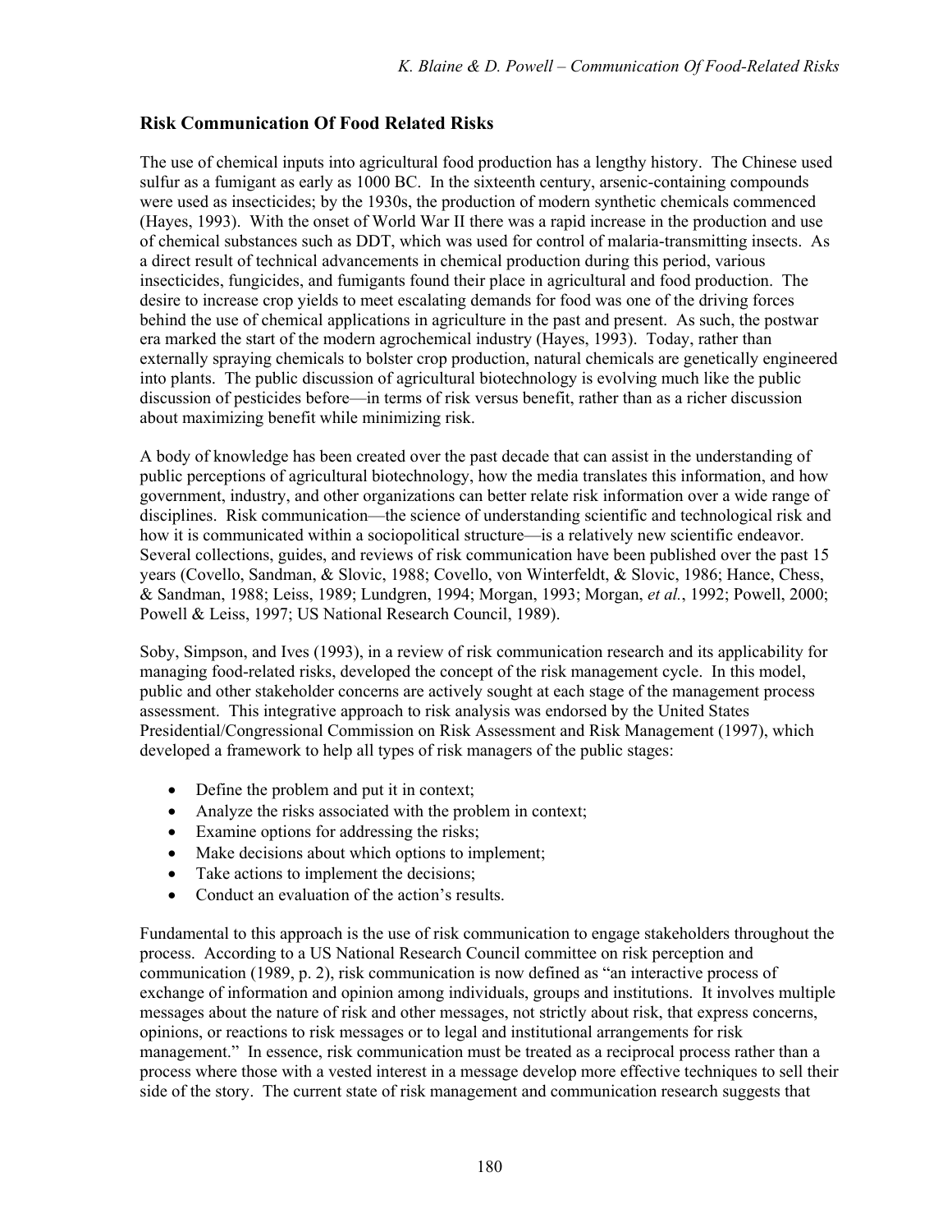## Risk Communication Of Food Related Risks

The use of chemical inputs into agricultural food production has a lengthy history. The Chinese used sulfur as a fumigant as early as 1000 BC. In the sixteenth century, arsenic-containing compounds were used as insecticides; by the 1930s, the production of modern synthetic chemicals commenced (Hayes, 1993). With the onset of World War II there was a rapid increase in the production and use of chemical substances such as DDT, which was used for control of malaria-transmitting insects. As a direct result of technical advancements in chemical production during this period, various insecticides, fungicides, and fumigants found their place in agricultural and food production. The desire to increase crop yields to meet escalating demands for food was one of the driving forces behind the use of chemical applications in agriculture in the past and present. As such, the postwar era marked the start of the modern agrochemical industry (Hayes, 1993). Today, rather than externally spraying chemicals to bolster crop production, natural chemicals are genetically engineered into plants. The public discussion of agricultural biotechnology is evolving much like the public discussion of pesticides before—in terms of risk versus benefit, rather than as a richer discussion about maximizing benefit while minimizing risk.

A body of knowledge has been created over the past decade that can assist in the understanding of public perceptions of agricultural biotechnology, how the media translates this information, and how government, industry, and other organizations can better relate risk information over a wide range of disciplines. Risk communication—the science of understanding scientific and technological risk and how it is communicated within a sociopolitical structure—is a relatively new scientific endeavor. Several collections, guides, and reviews of risk communication have been published over the past 15 years (Covello, Sandman, & Slovic, 1988; Covello, von Winterfeldt, & Slovic, 1986; Hance, Chess, & Sandman, 1988; Leiss, 1989; Lundgren, 1994; Morgan, 1993; Morgan, *et al.*, 1992; Powell, 2000; Powell & Leiss, 1997; US National Research Council, 1989).

Soby, Simpson, and Ives (1993), in a review of risk communication research and its applicability for managing food-related risks, developed the concept of the risk management cycle. In this model, public and other stakeholder concerns are actively sought at each stage of the management process assessment. This integrative approach to risk analysis was endorsed by the United States Presidential/Congressional Commission on Risk Assessment and Risk Management (1997), which developed a framework to help all types of risk managers of the public stages:

- Define the problem and put it in context;
- Analyze the risks associated with the problem in context;
- Examine options for addressing the risks;
- Make decisions about which options to implement;
- Take actions to implement the decisions;
- Conduct an evaluation of the action's results.

Fundamental to this approach is the use of risk communication to engage stakeholders throughout the process. According to a US National Research Council committee on risk perception and communication (1989, p. 2), risk communication is now defined as "an interactive process of exchange of information and opinion among individuals, groups and institutions. It involves multiple messages about the nature of risk and other messages, not strictly about risk, that express concerns, opinions, or reactions to risk messages or to legal and institutional arrangements for risk management." In essence, risk communication must be treated as a reciprocal process rather than a process where those with a vested interest in a message develop more effective techniques to sell their side of the story. The current state of risk management and communication research suggests that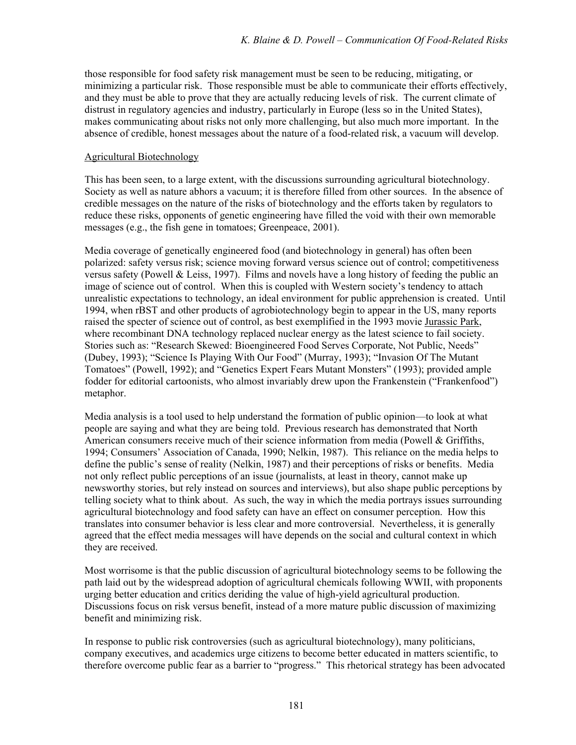those responsible for food safety risk management must be seen to be reducing, mitigating, or minimizing a particular risk. Those responsible must be able to communicate their efforts effectively, and they must be able to prove that they are actually reducing levels of risk. The current climate of distrust in regulatory agencies and industry, particularly in Europe (less so in the United States), makes communicating about risks not only more challenging, but also much more important. In the absence of credible, honest messages about the nature of a food-related risk, a vacuum will develop.

## Agricultural Biotechnology

This has been seen, to a large extent, with the discussions surrounding agricultural biotechnology. Society as well as nature abhors a vacuum; it is therefore filled from other sources. In the absence of credible messages on the nature of the risks of biotechnology and the efforts taken by regulators to reduce these risks, opponents of genetic engineering have filled the void with their own memorable messages (e.g., the fish gene in tomatoes; Greenpeace, 2001).

Media coverage of genetically engineered food (and biotechnology in general) has often been polarized: safety versus risk; science moving forward versus science out of control; competitiveness versus safety (Powell & Leiss, 1997). Films and novels have a long history of feeding the public an image of science out of control. When this is coupled with Western society's tendency to attach unrealistic expectations to technology, an ideal environment for public apprehension is created. Until 1994, when rBST and other products of agrobiotechnology begin to appear in the US, many reports raised the specter of science out of control, as best exemplified in the 1993 movie Jurassic Park, where recombinant DNA technology replaced nuclear energy as the latest science to fail society. Stories such as: "Research Skewed: Bioengineered Food Serves Corporate, Not Public, Needs" (Dubey, 1993); "Science Is Playing With Our Food" (Murray, 1993); "Invasion Of The Mutant Tomatoes" (Powell, 1992); and "Genetics Expert Fears Mutant Monsters" (1993); provided ample fodder for editorial cartoonists, who almost invariably drew upon the Frankenstein ("Frankenfood") metaphor.

Media analysis is a tool used to help understand the formation of public opinion—to look at what people are saying and what they are being told. Previous research has demonstrated that North American consumers receive much of their science information from media (Powell & Griffiths, 1994; Consumers' Association of Canada, 1990; Nelkin, 1987). This reliance on the media helps to define the public's sense of reality (Nelkin, 1987) and their perceptions of risks or benefits. Media not only reflect public perceptions of an issue (journalists, at least in theory, cannot make up newsworthy stories, but rely instead on sources and interviews), but also shape public perceptions by telling society what to think about. As such, the way in which the media portrays issues surrounding agricultural biotechnology and food safety can have an effect on consumer perception. How this translates into consumer behavior is less clear and more controversial. Nevertheless, it is generally agreed that the effect media messages will have depends on the social and cultural context in which they are received.

Most worrisome is that the public discussion of agricultural biotechnology seems to be following the path laid out by the widespread adoption of agricultural chemicals following WWII, with proponents urging better education and critics deriding the value of high-yield agricultural production. Discussions focus on risk versus benefit, instead of a more mature public discussion of maximizing benefit and minimizing risk.

In response to public risk controversies (such as agricultural biotechnology), many politicians, company executives, and academics urge citizens to become better educated in matters scientific, to therefore overcome public fear as a barrier to "progress." This rhetorical strategy has been advocated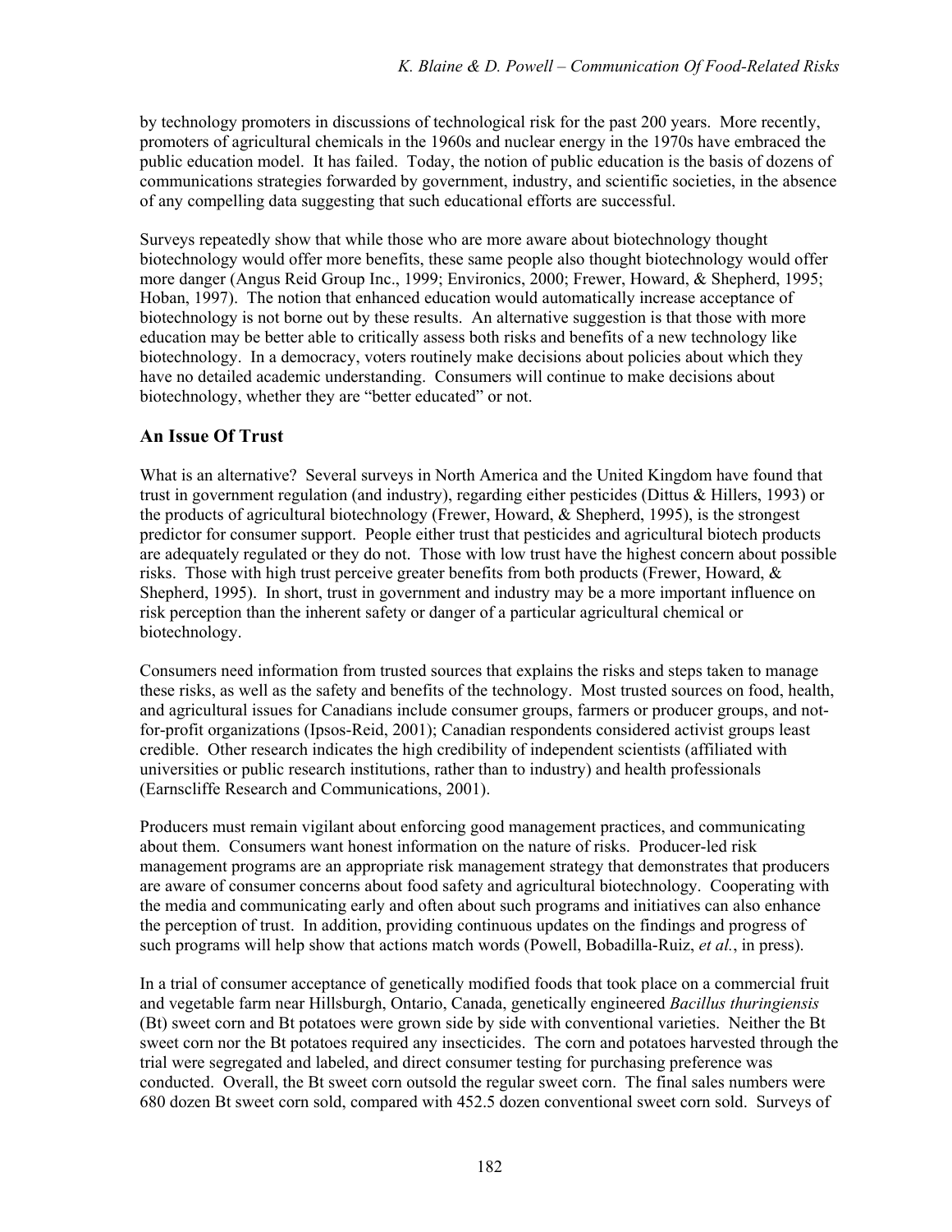by technology promoters in discussions of technological risk for the past 200 years. More recently, promoters of agricultural chemicals in the 1960s and nuclear energy in the 1970s have embraced the public education model. It has failed. Today, the notion of public education is the basis of dozens of communications strategies forwarded by government, industry, and scientific societies, in the absence of any compelling data suggesting that such educational efforts are successful.

Surveys repeatedly show that while those who are more aware about biotechnology thought biotechnology would offer more benefits, these same people also thought biotechnology would offer more danger (Angus Reid Group Inc., 1999; Environics, 2000; Frewer, Howard, & Shepherd, 1995; Hoban, 1997). The notion that enhanced education would automatically increase acceptance of biotechnology is not borne out by these results. An alternative suggestion is that those with more education may be better able to critically assess both risks and benefits of a new technology like biotechnology. In a democracy, voters routinely make decisions about policies about which they have no detailed academic understanding. Consumers will continue to make decisions about biotechnology, whether they are "better educated" or not.

## An Issue Of Trust

What is an alternative? Several surveys in North America and the United Kingdom have found that trust in government regulation (and industry), regarding either pesticides (Dittus & Hillers, 1993) or the products of agricultural biotechnology (Frewer, Howard, & Shepherd, 1995), is the strongest predictor for consumer support. People either trust that pesticides and agricultural biotech products are adequately regulated or they do not. Those with low trust have the highest concern about possible risks. Those with high trust perceive greater benefits from both products (Frewer, Howard, & Shepherd, 1995). In short, trust in government and industry may be a more important influence on risk perception than the inherent safety or danger of a particular agricultural chemical or biotechnology.

Consumers need information from trusted sources that explains the risks and steps taken to manage these risks, as well as the safety and benefits of the technology. Most trusted sources on food, health, and agricultural issues for Canadians include consumer groups, farmers or producer groups, and not-for-profit organizations (Ipsos-Reid, 2001); Canadian respondents considered activist groups least credible. Other research indicates the high credibility of independent scientists (affiliated with universities or public research institutions, rather than to industry) and health professionals (Earnscliffe Research and Communications, 2001).

Producers must remain vigilant about enforcing good management practices, and communicating about them. Consumers want honest information on the nature of risks. Producer-led risk management programs are an appropriate risk management strategy that demonstrates that producers are aware of consumer concerns about food safety and agricultural biotechnology. Cooperating with the media and communicating early and often about such programs and initiatives can also enhance the perception of trust. In addition, providing continuous updates on the findings and progress of such programs will help show that actions match words (Powell, Bobadilla-Ruiz, *et al.*, in press).

In a trial of consumer acceptance of genetically modified foods that took place on a commercial fruit and vegetable farm near Hillsburgh, Ontario, Canada, genetically engineered *Bacillus thuringiensis* (Bt) sweet corn and Bt potatoes were grown side by side with conventional varieties. Neither the Bt sweet corn nor the Bt potatoes required any insecticides. The corn and potatoes harvested through the trial were segregated and labeled, and direct consumer testing for purchasing preference was conducted. Overall, the Bt sweet corn outsold the regular sweet corn. The final sales numbers were 680 dozen Bt sweet corn sold, compared with 452.5 dozen conventional sweet corn sold. Surveys of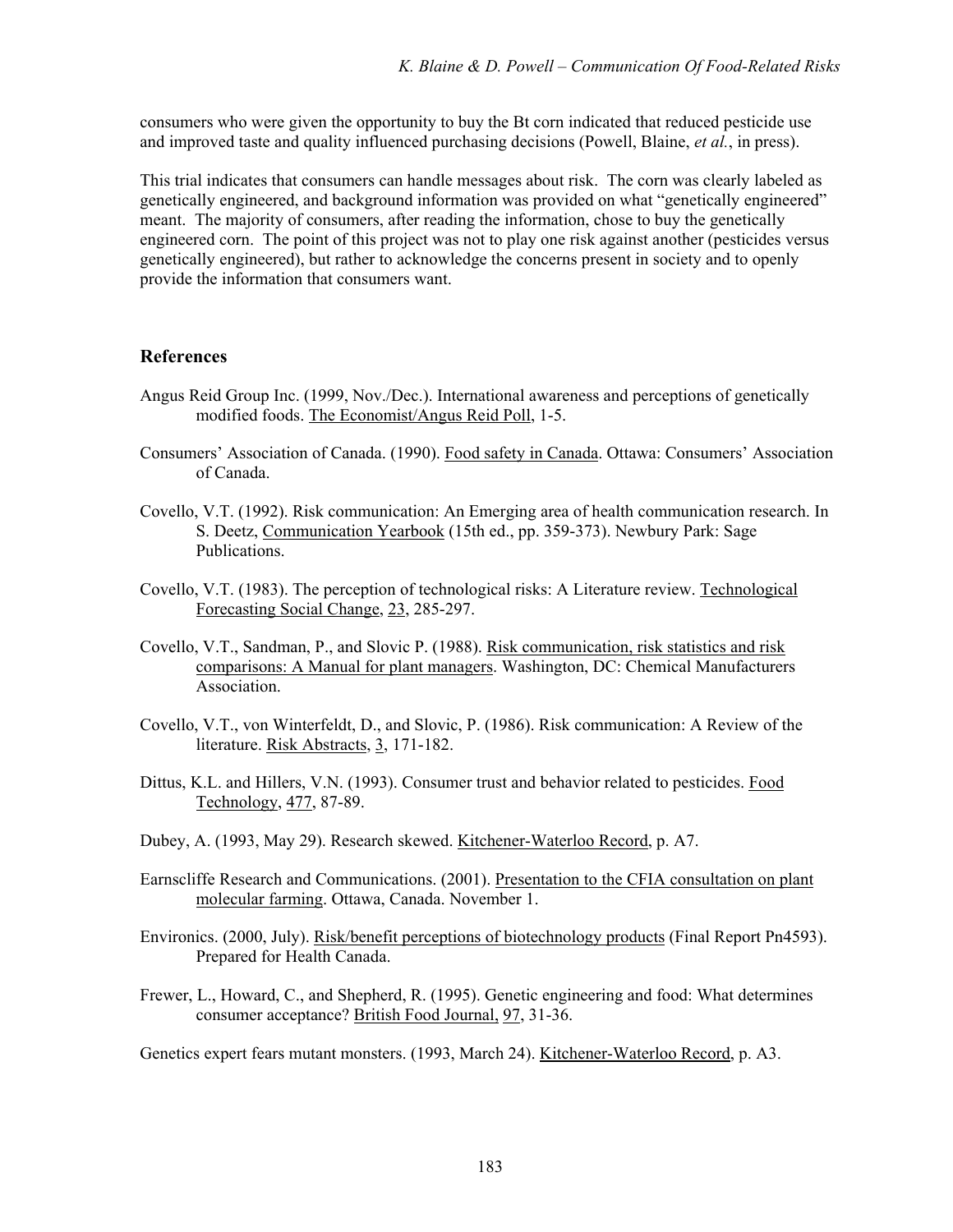consumers who were given the opportunity to buy the Bt corn indicated that reduced pesticide use and improved taste and quality influenced purchasing decisions (Powell, Blaine, *et al.*, in press).

This trial indicates that consumers can handle messages about risk. The corn was clearly labeled as genetically engineered, and background information was provided on what "genetically engineered" meant. The majority of consumers, after reading the information, chose to buy the genetically engineered corn. The point of this project was not to play one risk against another (pesticides versus genetically engineered), but rather to acknowledge the concerns present in society and to openly provide the information that consumers want.

## References

Angus Reid Group Inc. (1999, Nov./Dec.). International awareness and perceptions of genetically modified foods. The Economist/Angus Reid Poll, 1-5.

Consumers' Association of Canada. (1990). Food safety in Canada. Ottawa: Consumers' Association of Canada.

Covello, V.T. (1992). Risk communication: An Emerging area of health communication research. In S. Deetz, Communication Yearbook (15th ed., pp. 359-373). Newbury Park: Sage Publications.

Covello, V.T. (1983). The perception of technological risks: A Literature review. Technological Forecasting Social Change, 23, 285-297.

Covello, V.T., Sandman, P., and Slovic P. (1988). Risk communication, risk statistics and risk comparisons: A Manual for plant managers. Washington, DC: Chemical Manufacturers Association.

Covello, V.T., von Winterfeldt, D., and Slovic, P. (1986). Risk communication: A Review of the literature. Risk Abstracts, 3, 171-182.

Dittus, K.L. and Hillers, V.N. (1993). Consumer trust and behavior related to pesticides. Food Technology, 477, 87-89.

Dubey, A. (1993, May 29). Research skewed. Kitchener-Waterloo Record, p. A7.

Earnscliffe Research and Communications. (2001). Presentation to the CFIA consultation on plant molecular farming. Ottawa, Canada. November 1.

Environics. (2000, July). Risk/benefit perceptions of biotechnology products (Final Report Pn4593). Prepared for Health Canada.

Frewer, L., Howard, C., and Shepherd, R. (1995). Genetic engineering and food: What determines consumer acceptance? British Food Journal, 97, 31-36.

Genetics expert fears mutant monsters. (1993, March 24). Kitchener-Waterloo Record, p. A3.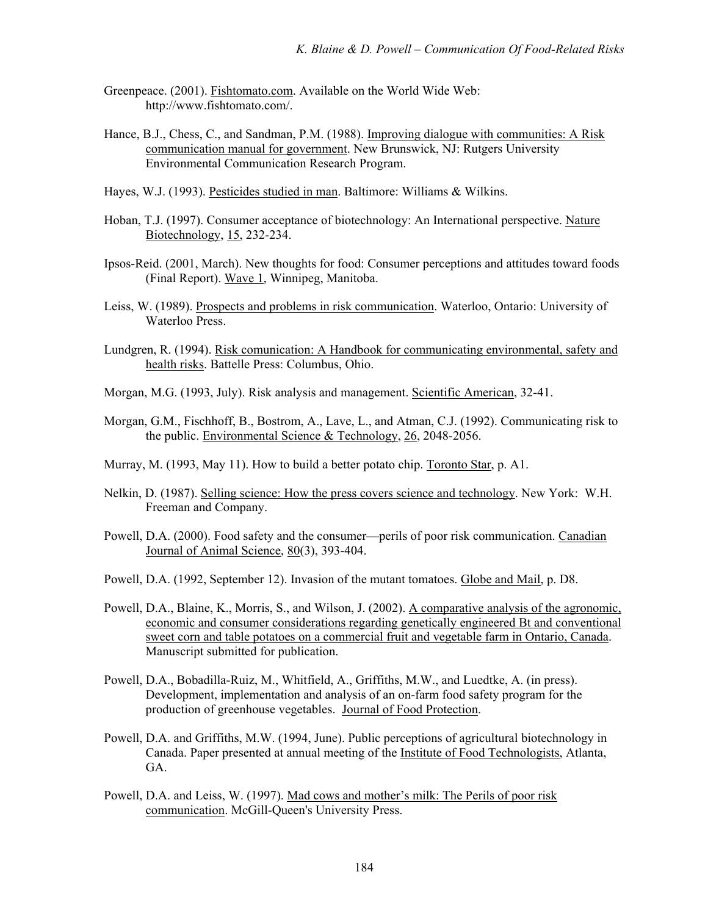Greenpeace. (2001). Fishtomato.com. Available on the World Wide Web: http://www.fishtomato.com/.

Hance, B.J., Chess, C., and Sandman, P.M. (1988). Improving dialogue with communities: A Risk communication manual for government. New Brunswick, NJ: Rutgers University Environmental Communication Research Program.

Hayes, W.J. (1993). Pesticides studied in man. Baltimore: Williams & Wilkins.

Hoban, T.J. (1997). Consumer acceptance of biotechnology: An International perspective. Nature Biotechnology, 15, 232-234.

Ipsos-Reid. (2001, March). New thoughts for food: Consumer perceptions and attitudes toward foods (Final Report). Wave 1, Winnipeg, Manitoba.

Leiss, W. (1989). Prospects and problems in risk communication. Waterloo, Ontario: University of Waterloo Press.

Lundgren, R. (1994). Risk comunication: A Handbook for communicating environmental, safety and health risks. Battelle Press: Columbus, Ohio.

Morgan, M.G. (1993, July). Risk analysis and management. Scientific American, 32-41.

Morgan, G.M., Fischhoff, B., Bostrom, A., Lave, L., and Atman, C.J. (1992). Communicating risk to the public. Environmental Science & Technology, 26, 2048-2056.

Murray, M. (1993, May 11). How to build a better potato chip. Toronto Star, p. A1.

Nelkin, D. (1987). Selling science: How the press covers science and technology. New York: W.H. Freeman and Company.

Powell, D.A. (2000). Food safety and the consumer—perils of poor risk communication. Canadian Journal of Animal Science, 80(3), 393-404.

Powell, D.A. (1992, September 12). Invasion of the mutant tomatoes. Globe and Mail, p. D8.

Powell, D.A., Blaine, K., Morris, S., and Wilson, J. (2002). A comparative analysis of the agronomic, economic and consumer considerations regarding genetically engineered Bt and conventional sweet corn and table potatoes on a commercial fruit and vegetable farm in Ontario, Canada. Manuscript submitted for publication.

Powell, D.A., Bobadilla-Ruiz, M., Whitfield, A., Griffiths, M.W., and Luedtke, A. (in press). Development, implementation and analysis of an on-farm food safety program for the production of greenhouse vegetables. Journal of Food Protection.

Powell, D.A. and Griffiths, M.W. (1994, June). Public perceptions of agricultural biotechnology in Canada. Paper presented at annual meeting of the Institute of Food Technologists, Atlanta, GA.

Powell, D.A. and Leiss, W. (1997). Mad cows and mother's milk: The Perils of poor risk communication. McGill-Queen's University Press.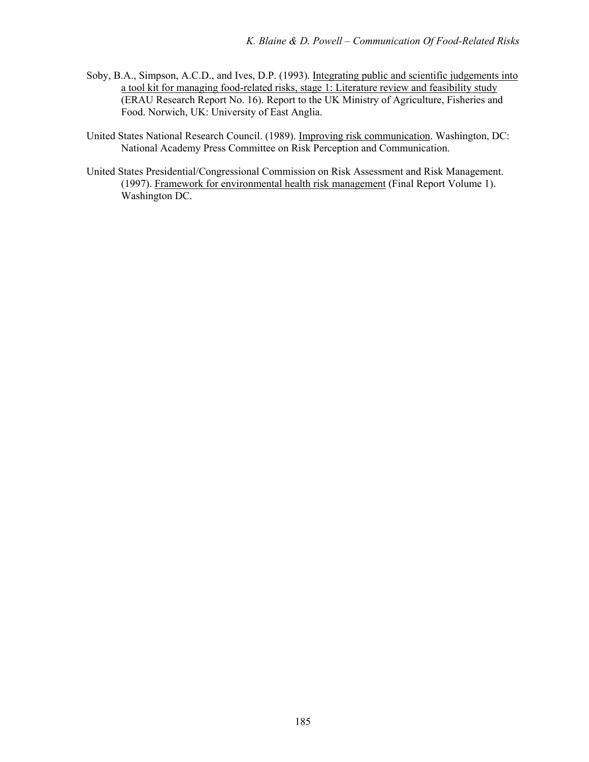Soby, B.A., Simpson, A.C.D., and Ives, D.P. (1993). Integrating public and scientific judgements into a tool kit for managing food-related risks, stage 1: Literature review and feasibility study (ERAU Research Report No. 16). Report to the UK Ministry of Agriculture, Fisheries and Food. Norwich, UK: University of East Anglia.

United States National Research Council. (1989). Improving risk communication. Washington, DC: National Academy Press Committee on Risk Perception and Communication.

United States Presidential/Congressional Commission on Risk Assessment and Risk Management. (1997). Framework for environmental health risk management (Final Report Volume 1). Washington DC.